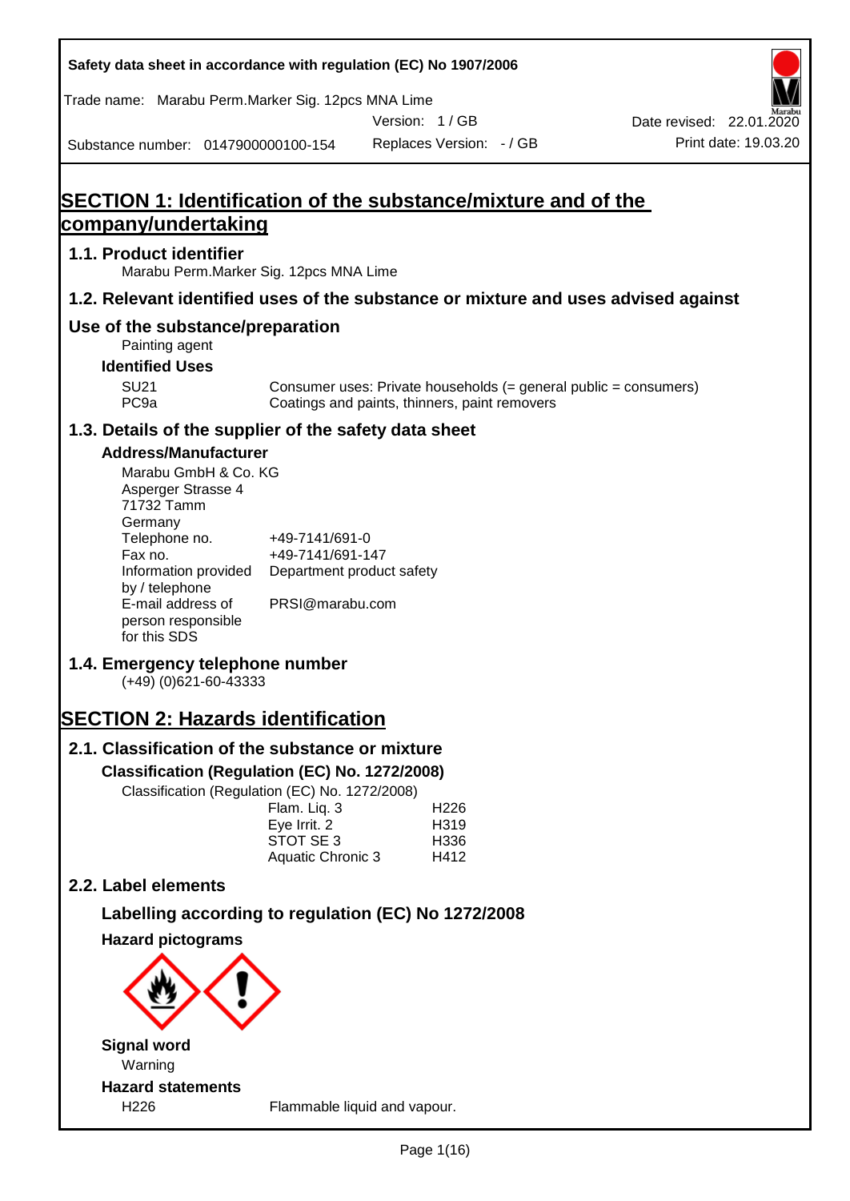Safety data sheet in accordance with regulation (EC) No 1907/2006

Trade name: Marabu Perm.Marker Sig. 12pcs MNA Lime

Version: 1 / GB

Date revised: 22.01.2020

Substance number: 0147900000100-154

Replaces Version: - / GB

Print date: 19.03.20

# SECTION 1: Identification of the substance/mixture and of the company/undertaking

## 1.1. Product identifier

Marabu Perm.Marker Sig. 12pcs MNA Lime

## 1.2. Relevant identified uses of the substance or mixture and uses advised against

### Use of the substance/preparation

Painting agent

**Identified Uses**

| | |
|---|---|
| SU21 | Consumer uses: Private households (= general public = consumers) |
| PC9a | Coatings and paints, thinners, paint removers |

## 1.3. Details of the supplier of the safety data sheet

**Address/Manufacturer**

Marabu GmbH & Co. KG
Asperger Strasse 4
71732 Tamm
Germany

| | |
|---|---|
| Telephone no. | +49-7141/691-0 |
| Fax no. | +49-7141/691-147 |
| Information provided by / telephone | Department product safety |
| E-mail address of person responsible for this SDS | PRSI@marabu.com |

## 1.4. Emergency telephone number

(+49) (0)621-60-43333

# SECTION 2: Hazards identification

## 2.1. Classification of the substance or mixture

**Classification (Regulation (EC) No. 1272/2008)**

Classification (Regulation (EC) No. 1272/2008)

| | |
|---|---|
| Flam. Liq. 3 | H226 |
| Eye Irrit. 2 | H319 |
| STOT SE 3 | H336 |
| Aquatic Chronic 3 | H412 |

## 2.2. Label elements

### Labelling according to regulation (EC) No 1272/2008

**Hazard pictograms**

**Signal word**

Warning

**Hazard statements**

| | |
|---|---|
| H226 | Flammable liquid and vapour. |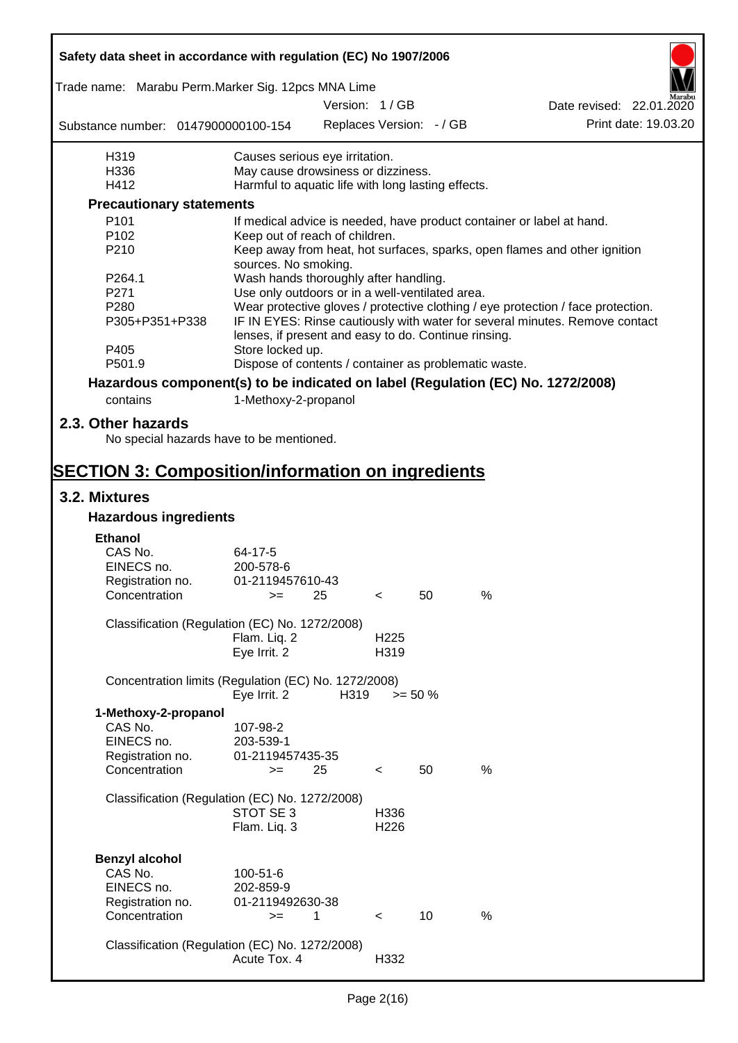| | |
|---|---|
| H319 | Causes serious eye irritation. |
| H336 | May cause drowsiness or dizziness. |
| H412 | Harmful to aquatic life with long lasting effects. |

### Precautionary statements

| | |
|---|---|
| P101 | If medical advice is needed, have product container or label at hand. |
| P102 | Keep out of reach of children. |
| P210 | Keep away from heat, hot surfaces, sparks, open flames and other ignition sources. No smoking. |
| P264.1 | Wash hands thoroughly after handling. |
| P271 | Use only outdoors or in a well-ventilated area. |
| P280 | Wear protective gloves / protective clothing / eye protection / face protection. |
| P305+P351+P338 | IF IN EYES: Rinse cautiously with water for several minutes. Remove contact lenses, if present and easy to do. Continue rinsing. |
| P405 | Store locked up. |
| P501.9 | Dispose of contents / container as problematic waste. |

### Hazardous component(s) to be indicated on label (Regulation (EC) No. 1272/2008)

contains 1-Methoxy-2-propanol

## 2.3. Other hazards

No special hazards have to be mentioned.

# SECTION 3: Composition/information on ingredients

## 3.2. Mixtures

### Hazardous ingredients

**Ethanol**

| | |
|---|---|
| CAS No. | 64-17-5 |
| EINECS no. | 200-578-6 |
| Registration no. | 01-2119457610-43 |
| Concentration | >= 25 < 50 % |

Classification (Regulation (EC) No. 1272/2008)

| | |
|---|---|
| Flam. Liq. 2 | H225 |
| Eye Irrit. 2 | H319 |

Concentration limits (Regulation (EC) No. 1272/2008)

| | | |
|---|---|---|
| Eye Irrit. 2 | H319 | >= 50 % |

**1-Methoxy-2-propanol**

| | |
|---|---|
| CAS No. | 107-98-2 |
| EINECS no. | 203-539-1 |
| Registration no. | 01-2119457435-35 |
| Concentration | >= 25 < 50 % |

Classification (Regulation (EC) No. 1272/2008)

| | |
|---|---|
| STOT SE 3 | H336 |
| Flam. Liq. 3 | H226 |

**Benzyl alcohol**

| | |
|---|---|
| CAS No. | 100-51-6 |
| EINECS no. | 202-859-9 |
| Registration no. | 01-2119492630-38 |
| Concentration | >= 1 < 10 % |

Classification (Regulation (EC) No. 1272/2008)

| | |
|---|---|
| Acute Tox. 4 | H332 |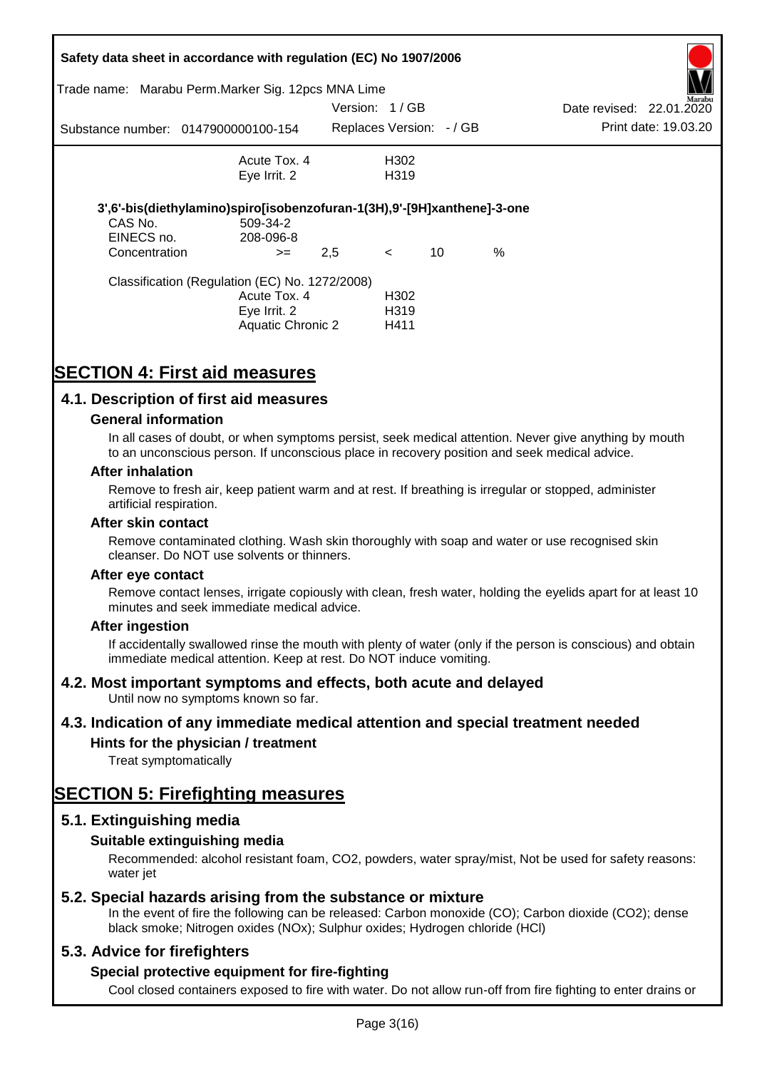| | | |
|---|---|---|
| | Acute Tox. 4 | H302 |
| | Eye Irrit. 2 | H319 |

**3',6'-bis(diethylamino)spiro[isobenzofuran-1(3H),9'-[9H]xanthene]-3-one**

| | | | | | |
|---|---|---|---|---|---|
| CAS No. | 509-34-2 | | | | |
| EINECS no. | 208-096-8 | | | | |
| Concentration | >= | 2,5 | < | 10 | % |

Classification (Regulation (EC) No. 1272/2008)

| | |
|---|---|
| Acute Tox. 4 | H302 |
| Eye Irrit. 2 | H319 |
| Aquatic Chronic 2 | H411 |

# SECTION 4: First aid measures

## 4.1. Description of first aid measures

### General information

In all cases of doubt, or when symptoms persist, seek medical attention. Never give anything by mouth to an unconscious person. If unconscious place in recovery position and seek medical advice.

### After inhalation

Remove to fresh air, keep patient warm and at rest. If breathing is irregular or stopped, administer artificial respiration.

### After skin contact

Remove contaminated clothing. Wash skin thoroughly with soap and water or use recognised skin cleanser. Do NOT use solvents or thinners.

### After eye contact

Remove contact lenses, irrigate copiously with clean, fresh water, holding the eyelids apart for at least 10 minutes and seek immediate medical advice.

### After ingestion

If accidentally swallowed rinse the mouth with plenty of water (only if the person is conscious) and obtain immediate medical attention. Keep at rest. Do NOT induce vomiting.

## 4.2. Most important symptoms and effects, both acute and delayed

Until now no symptoms known so far.

## 4.3. Indication of any immediate medical attention and special treatment needed

### Hints for the physician / treatment

Treat symptomatically

# SECTION 5: Firefighting measures

## 5.1. Extinguishing media

### Suitable extinguishing media

Recommended: alcohol resistant foam, $CO_2$, powders, water spray/mist, Not be used for safety reasons: water jet

## 5.2. Special hazards arising from the substance or mixture

In the event of fire the following can be released: Carbon monoxide (CO); Carbon dioxide ($CO_2$); dense black smoke; Nitrogen oxides ($NO_x$); Sulphur oxides; Hydrogen chloride (HCl)

## 5.3. Advice for firefighters

### Special protective equipment for fire-fighting

Cool closed containers exposed to fire with water. Do not allow run-off from fire fighting to enter drains or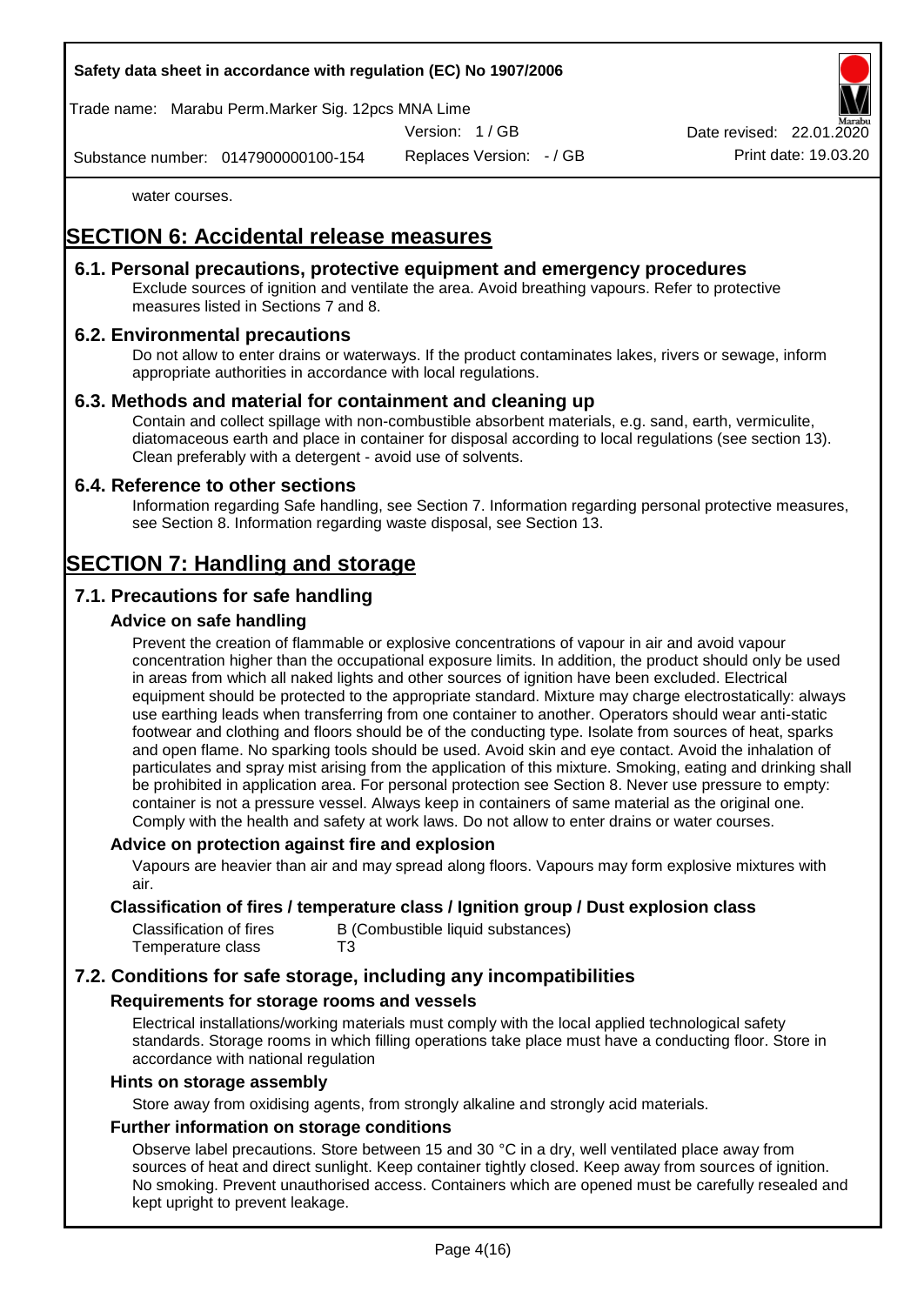water courses.

# SECTION 6: Accidental release measures

## 6.1. Personal precautions, protective equipment and emergency procedures

Exclude sources of ignition and ventilate the area. Avoid breathing vapours. Refer to protective measures listed in Sections 7 and 8.

## 6.2. Environmental precautions

Do not allow to enter drains or waterways. If the product contaminates lakes, rivers or sewage, inform appropriate authorities in accordance with local regulations.

## 6.3. Methods and material for containment and cleaning up

Contain and collect spillage with non-combustible absorbent materials, e.g. sand, earth, vermiculite, diatomaceous earth and place in container for disposal according to local regulations (see section 13). Clean preferably with a detergent - avoid use of solvents.

## 6.4. Reference to other sections

Information regarding Safe handling, see Section 7. Information regarding personal protective measures, see Section 8. Information regarding waste disposal, see Section 13.

# SECTION 7: Handling and storage

## 7.1. Precautions for safe handling

### Advice on safe handling

Prevent the creation of flammable or explosive concentrations of vapour in air and avoid vapour concentration higher than the occupational exposure limits. In addition, the product should only be used in areas from which all naked lights and other sources of ignition have been excluded. Electrical equipment should be protected to the appropriate standard. Mixture may charge electrostatically: always use earthing leads when transferring from one container to another. Operators should wear anti-static footwear and clothing and floors should be of the conducting type. Isolate from sources of heat, sparks and open flame. No sparking tools should be used. Avoid skin and eye contact. Avoid the inhalation of particulates and spray mist arising from the application of this mixture. Smoking, eating and drinking shall be prohibited in application area. For personal protection see Section 8. Never use pressure to empty: container is not a pressure vessel. Always keep in containers of same material as the original one. Comply with the health and safety at work laws. Do not allow to enter drains or water courses.

### Advice on protection against fire and explosion

Vapours are heavier than air and may spread along floors. Vapours may form explosive mixtures with air.

### Classification of fires / temperature class / Ignition group / Dust explosion class

| | |
|---|---|
| Classification of fires | B (Combustible liquid substances) |
| Temperature class | T3 |

## 7.2. Conditions for safe storage, including any incompatibilities

### Requirements for storage rooms and vessels

Electrical installations/working materials must comply with the local applied technological safety standards. Storage rooms in which filling operations take place must have a conducting floor. Store in accordance with national regulation

### Hints on storage assembly

Store away from oxidising agents, from strongly alkaline and strongly acid materials.

### Further information on storage conditions

Observe label precautions. Store between 15 and 30 °C in a dry, well ventilated place away from sources of heat and direct sunlight. Keep container tightly closed. Keep away from sources of ignition. No smoking. Prevent unauthorised access. Containers which are opened must be carefully resealed and kept upright to prevent leakage.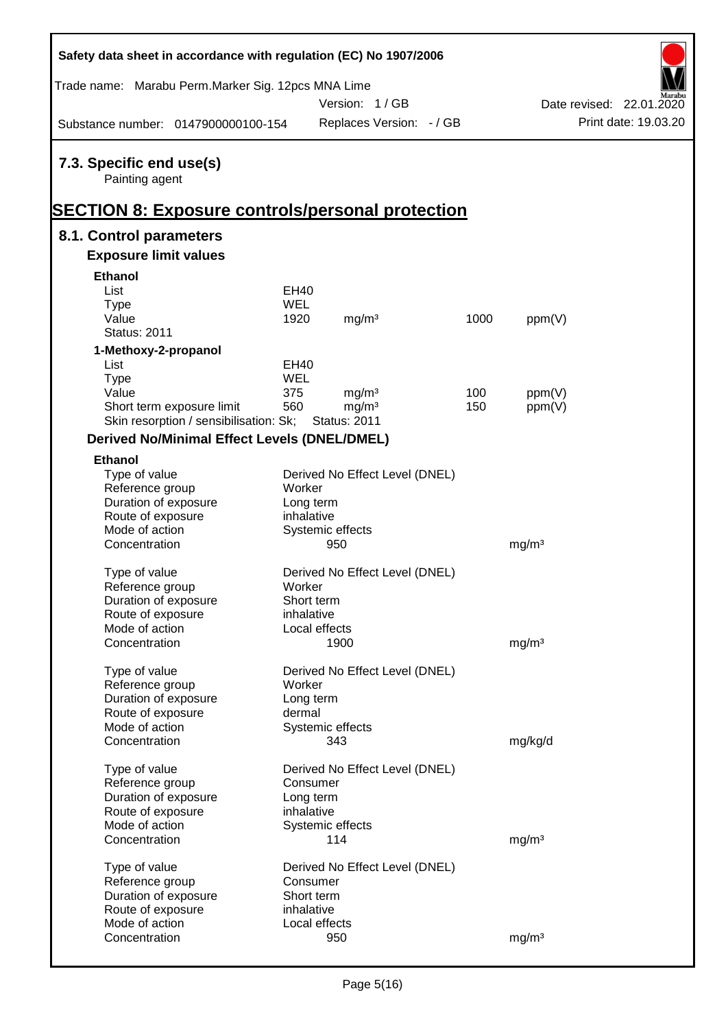## 7.3. Specific end use(s)

Painting agent

# SECTION 8: Exposure controls/personal protection

## 8.1. Control parameters

### Exposure limit values

**Ethanol**

| | | | | |
|---|---|---|---|---|
| List | EH40 | | | |
| Type | WEL | | | |
| Value | 1920 | mg/m³ | 1000 | ppm(V) |
| Status: 2011 | | | | |

**1-Methoxy-2-propanol**

| | | | | |
|---|---|---|---|---|
| List | EH40 | | | |
| Type | WEL | | | |
| Value | 375 | mg/m³ | 100 | ppm(V) |
| Short term exposure limit | 560 | mg/m³ | 150 | ppm(V) |
| Skin resorption / sensibilisation: Sk; | Status: 2011 | | | |

### Derived No/Minimal Effect Levels (DNEL/DMEL)

**Ethanol**

| | | |
|---|---|---|
| Type of value | Derived No Effect Level (DNEL) | |
| Reference group | Worker | |
| Duration of exposure | Long term | |
| Route of exposure | inhalative | |
| Mode of action | Systemic effects | |
| Concentration | 950 | mg/m³ |

| | | |
|---|---|---|
| Type of value | Derived No Effect Level (DNEL) | |
| Reference group | Worker | |
| Duration of exposure | Short term | |
| Route of exposure | inhalative | |
| Mode of action | Local effects | |
| Concentration | 1900 | mg/m³ |

| | | |
|---|---|---|
| Type of value | Derived No Effect Level (DNEL) | |
| Reference group | Worker | |
| Duration of exposure | Long term | |
| Route of exposure | dermal | |
| Mode of action | Systemic effects | |
| Concentration | 343 | mg/kg/d |

| | | |
|---|---|---|
| Type of value | Derived No Effect Level (DNEL) | |
| Reference group | Consumer | |
| Duration of exposure | Long term | |
| Route of exposure | inhalative | |
| Mode of action | Systemic effects | |
| Concentration | 114 | mg/m³ |

| | | |
|---|---|---|
| Type of value | Derived No Effect Level (DNEL) | |
| Reference group | Consumer | |
| Duration of exposure | Short term | |
| Route of exposure | inhalative | |
| Mode of action | Local effects | |
| Concentration | 950 | mg/m³ |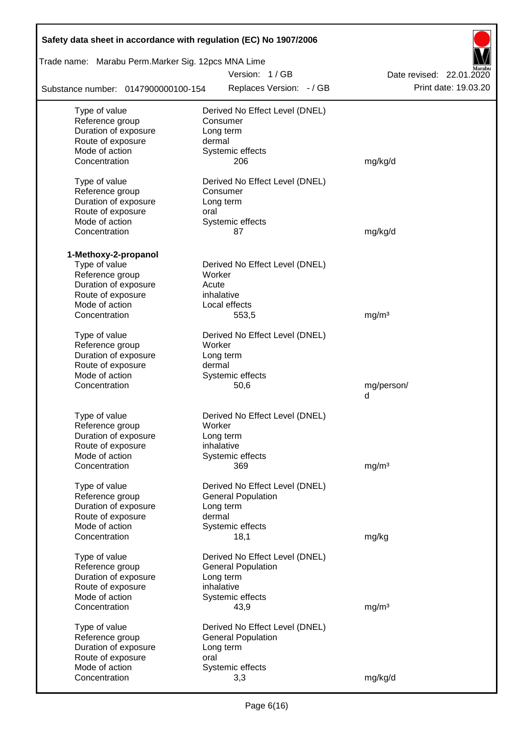| | | |
|---|---|---|
| Type of value | Derived No Effect Level (DNEL) | |
| Reference group | Consumer | |
| Duration of exposure | Long term | |
| Route of exposure | dermal | |
| Mode of action | Systemic effects | |
| Concentration | 206 | mg/kg/d |
| | | |
| Type of value | Derived No Effect Level (DNEL) | |
| Reference group | Consumer | |
| Duration of exposure | Long term | |
| Route of exposure | oral | |
| Mode of action | Systemic effects | |
| Concentration | 87 | mg/kg/d |

**1-Methoxy-2-propanol**

| | | |
|---|---|---|
| Type of value | Derived No Effect Level (DNEL) | |
| Reference group | Worker | |
| Duration of exposure | Acute | |
| Route of exposure | inhalative | |
| Mode of action | Local effects | |
| Concentration | 553,5 | mg/m³ |
| | | |
| Type of value | Derived No Effect Level (DNEL) | |
| Reference group | Worker | |
| Duration of exposure | Long term | |
| Route of exposure | dermal | |
| Mode of action | Systemic effects | |
| Concentration | 50,6 | mg/person/d |
| | | |
| Type of value | Derived No Effect Level (DNEL) | |
| Reference group | Worker | |
| Duration of exposure | Long term | |
| Route of exposure | inhalative | |
| Mode of action | Systemic effects | |
| Concentration | 369 | mg/m³ |
| | | |
| Type of value | Derived No Effect Level (DNEL) | |
| Reference group | General Population | |
| Duration of exposure | Long term | |
| Route of exposure | dermal | |
| Mode of action | Systemic effects | |
| Concentration | 18,1 | mg/kg |
| | | |
| Type of value | Derived No Effect Level (DNEL) | |
| Reference group | General Population | |
| Duration of exposure | Long term | |
| Route of exposure | inhalative | |
| Mode of action | Systemic effects | |
| Concentration | 43,9 | mg/m³ |
| | | |
| Type of value | Derived No Effect Level (DNEL) | |
| Reference group | General Population | |
| Duration of exposure | Long term | |
| Route of exposure | oral | |
| Mode of action | Systemic effects | |
| Concentration | 3,3 | mg/kg/d |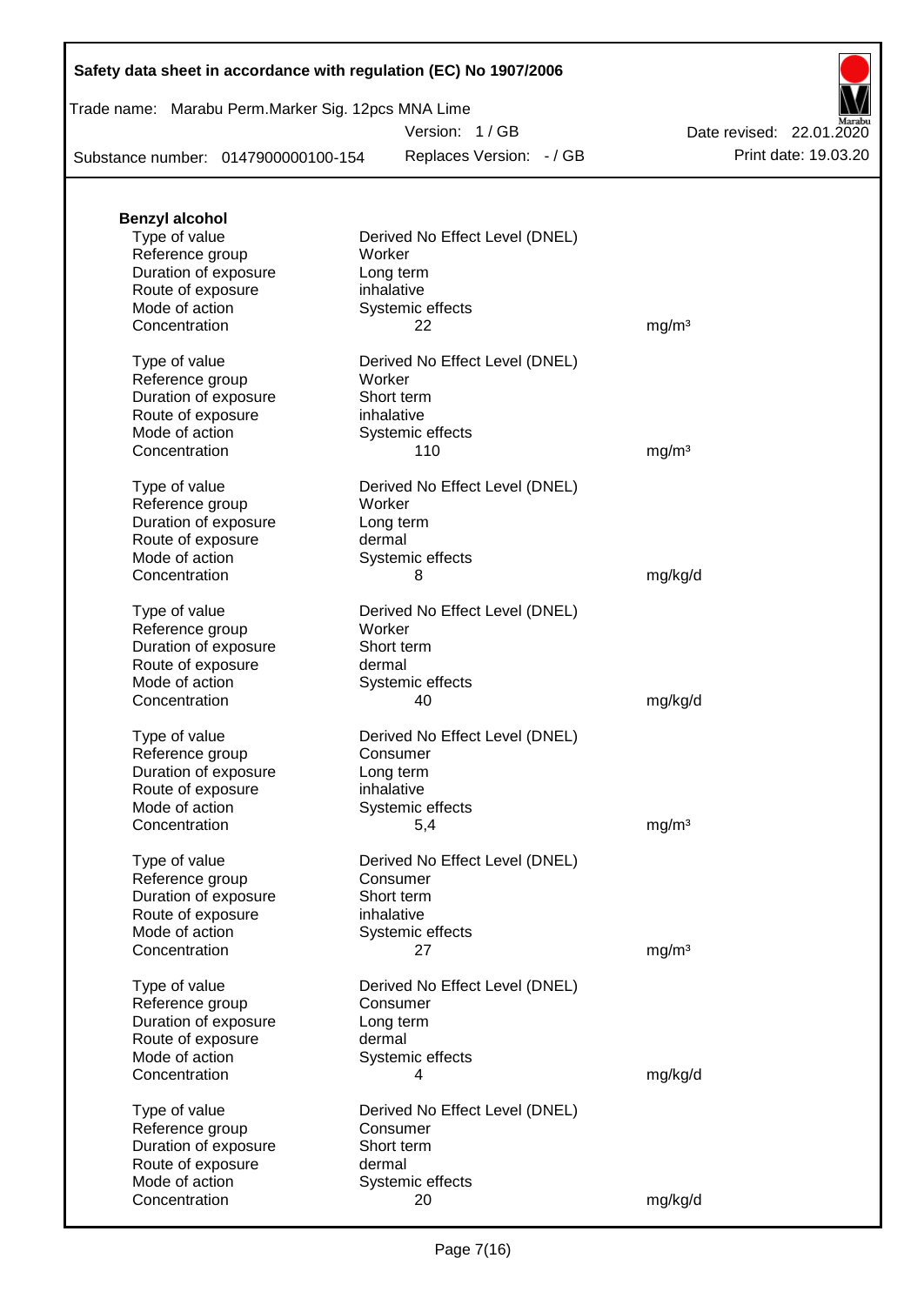**Benzyl alcohol**

| | | |
|---|---|---|
| Type of value | Derived No Effect Level (DNEL) | |
| Reference group | Worker | |
| Duration of exposure | Long term | |
| Route of exposure | inhalative | |
| Mode of action | Systemic effects | |
| Concentration | 22 | mg/m³ |

| | | |
|---|---|---|
| Type of value | Derived No Effect Level (DNEL) | |
| Reference group | Worker | |
| Duration of exposure | Short term | |
| Route of exposure | inhalative | |
| Mode of action | Systemic effects | |
| Concentration | 110 | mg/m³ |

| | | |
|---|---|---|
| Type of value | Derived No Effect Level (DNEL) | |
| Reference group | Worker | |
| Duration of exposure | Long term | |
| Route of exposure | dermal | |
| Mode of action | Systemic effects | |
| Concentration | 8 | mg/kg/d |

| | | |
|---|---|---|
| Type of value | Derived No Effect Level (DNEL) | |
| Reference group | Worker | |
| Duration of exposure | Short term | |
| Route of exposure | dermal | |
| Mode of action | Systemic effects | |
| Concentration | 40 | mg/kg/d |

| | | |
|---|---|---|
| Type of value | Derived No Effect Level (DNEL) | |
| Reference group | Consumer | |
| Duration of exposure | Long term | |
| Route of exposure | inhalative | |
| Mode of action | Systemic effects | |
| Concentration | 5,4 | mg/m³ |

| | | |
|---|---|---|
| Type of value | Derived No Effect Level (DNEL) | |
| Reference group | Consumer | |
| Duration of exposure | Short term | |
| Route of exposure | inhalative | |
| Mode of action | Systemic effects | |
| Concentration | 27 | mg/m³ |

| | | |
|---|---|---|
| Type of value | Derived No Effect Level (DNEL) | |
| Reference group | Consumer | |
| Duration of exposure | Long term | |
| Route of exposure | dermal | |
| Mode of action | Systemic effects | |
| Concentration | 4 | mg/kg/d |

| | | |
|---|---|---|
| Type of value | Derived No Effect Level (DNEL) | |
| Reference group | Consumer | |
| Duration of exposure | Short term | |
| Route of exposure | dermal | |
| Mode of action | Systemic effects | |
| Concentration | 20 | mg/kg/d |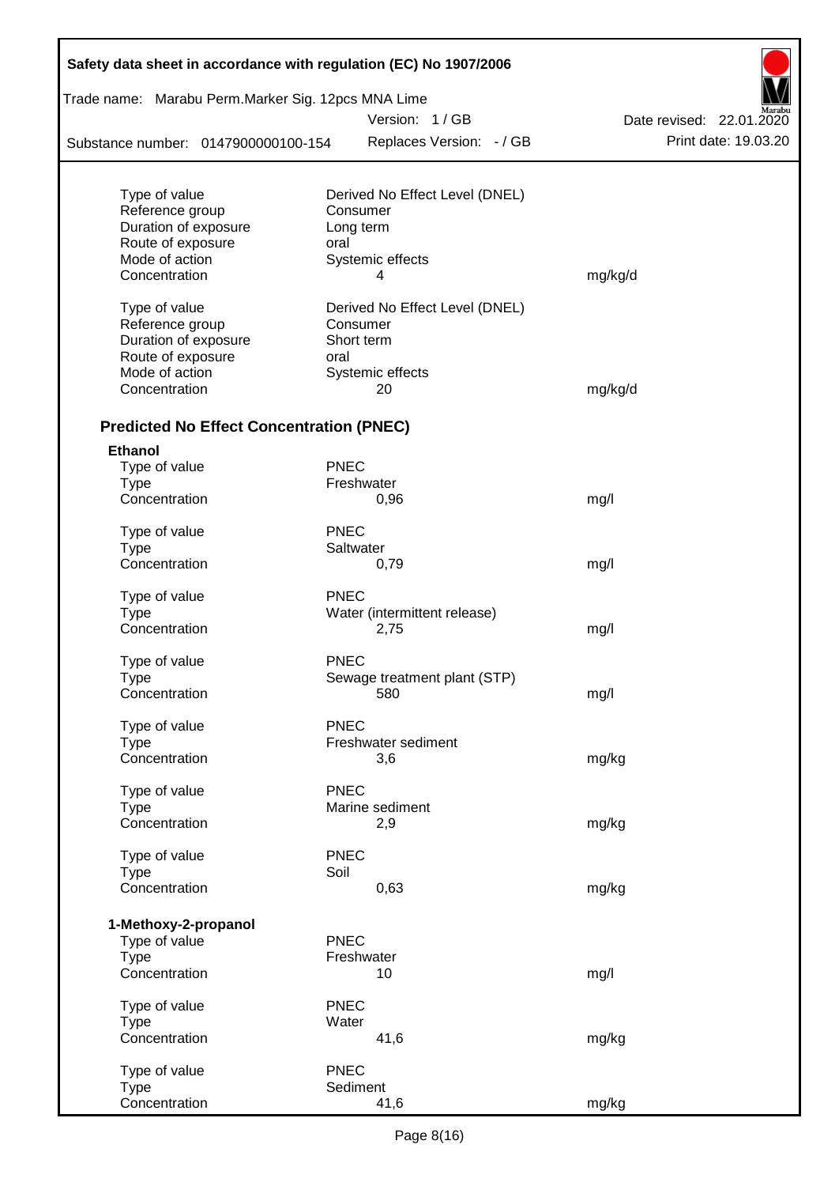| | | |
|---|---|---|
| Type of value | Derived No Effect Level (DNEL) | |
| Reference group | Consumer | |
| Duration of exposure | Long term | |
| Route of exposure | oral | |
| Mode of action | Systemic effects | |
| Concentration | 4 | mg/kg/d |

| | | |
|---|---|---|
| Type of value | Derived No Effect Level (DNEL) | |
| Reference group | Consumer | |
| Duration of exposure | Short term | |
| Route of exposure | oral | |
| Mode of action | Systemic effects | |
| Concentration | 20 | mg/kg/d |

### Predicted No Effect Concentration (PNEC)

**Ethanol**

| | | |
|---|---|---|
| Type of value | PNEC | |
| Type | Freshwater | |
| Concentration | 0,96 | mg/l |

| | | |
|---|---|---|
| Type of value | PNEC | |
| Type | Saltwater | |
| Concentration | 0,79 | mg/l |

| | | |
|---|---|---|
| Type of value | PNEC | |
| Type | Water (intermittent release) | |
| Concentration | 2,75 | mg/l |

| | | |
|---|---|---|
| Type of value | PNEC | |
| Type | Sewage treatment plant (STP) | |
| Concentration | 580 | mg/l |

| | | |
|---|---|---|
| Type of value | PNEC | |
| Type | Freshwater sediment | |
| Concentration | 3,6 | mg/kg |

| | | |
|---|---|---|
| Type of value | PNEC | |
| Type | Marine sediment | |
| Concentration | 2,9 | mg/kg |

| | | |
|---|---|---|
| Type of value | PNEC | |
| Type | Soil | |
| Concentration | 0,63 | mg/kg |

**1-Methoxy-2-propanol**

| | | |
|---|---|---|
| Type of value | PNEC | |
| Type | Freshwater | |
| Concentration | 10 | mg/l |

| | | |
|---|---|---|
| Type of value | PNEC | |
| Type | Water | |
| Concentration | 41,6 | mg/kg |

| | | |
|---|---|---|
| Type of value | PNEC | |
| Type | Sediment | |
| Concentration | 41,6 | mg/kg |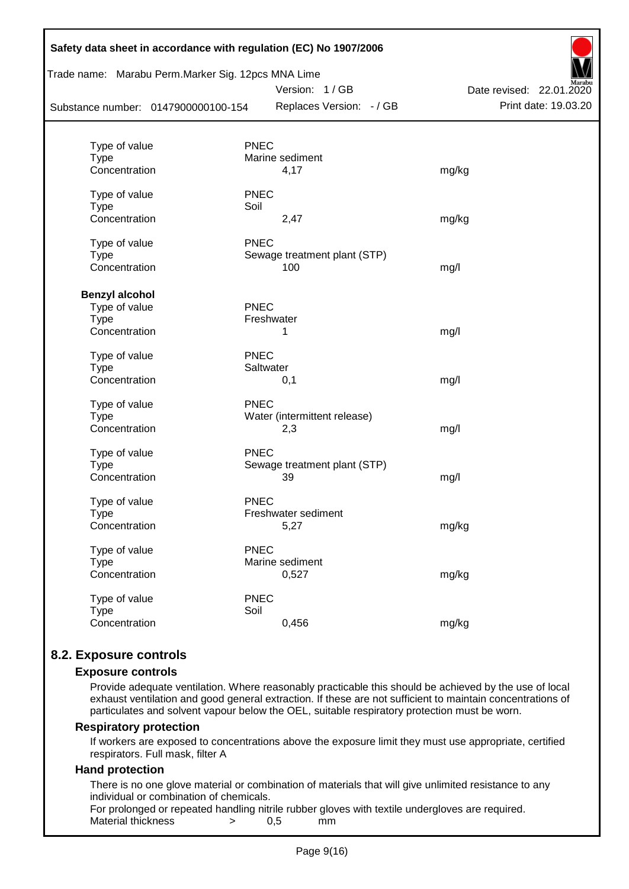| | | |
|---|---|---|
| Type of value | PNEC | |
| Type | Marine sediment | |
| Concentration | 4,17 | mg/kg |
| | | |
| Type of value | PNEC | |
| Type | Soil | |
| Concentration | 2,47 | mg/kg |
| | | |
| Type of value | PNEC | |
| Type | Sewage treatment plant (STP) | |
| Concentration | 100 | mg/l |

**Benzyl alcohol**

| | | |
|---|---|---|
| Type of value | PNEC | |
| Type | Freshwater | |
| Concentration | 1 | mg/l |
| | | |
| Type of value | PNEC | |
| Type | Saltwater | |
| Concentration | 0,1 | mg/l |
| | | |
| Type of value | PNEC | |
| Type | Water (intermittent release) | |
| Concentration | 2,3 | mg/l |
| | | |
| Type of value | PNEC | |
| Type | Sewage treatment plant (STP) | |
| Concentration | 39 | mg/l |
| | | |
| Type of value | PNEC | |
| Type | Freshwater sediment | |
| Concentration | 5,27 | mg/kg |
| | | |
| Type of value | PNEC | |
| Type | Marine sediment | |
| Concentration | 0,527 | mg/kg |
| | | |
| Type of value | PNEC | |
| Type | Soil | |
| Concentration | 0,456 | mg/kg |

## 8.2. Exposure controls

### Exposure controls

Provide adequate ventilation. Where reasonably practicable this should be achieved by the use of local exhaust ventilation and good general extraction. If these are not sufficient to maintain concentrations of particulates and solvent vapour below the OEL, suitable respiratory protection must be worn.

### Respiratory protection

If workers are exposed to concentrations above the exposure limit they must use appropriate, certified respirators. Full mask, filter A

### Hand protection

There is no one glove material or combination of materials that will give unlimited resistance to any individual or combination of chemicals.

For prolonged or repeated handling nitrile rubber gloves with textile undergloves are required.

Material thickness > 0,5 mm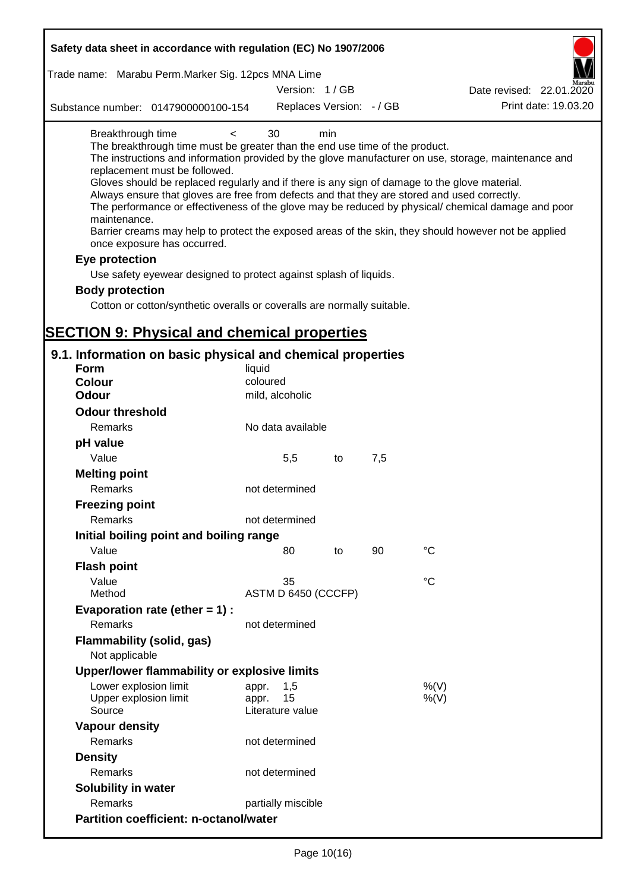Breakthrough time < 30 min

The breakthrough time must be greater than the end use time of the product.

The instructions and information provided by the glove manufacturer on use, storage, maintenance and replacement must be followed.

Gloves should be replaced regularly and if there is any sign of damage to the glove material.

Always ensure that gloves are free from defects and that they are stored and used correctly.

The performance or effectiveness of the glove may be reduced by physical/ chemical damage and poor maintenance.

Barrier creams may help to protect the exposed areas of the skin, they should however not be applied once exposure has occurred.

**Eye protection**

Use safety eyewear designed to protect against splash of liquids.

**Body protection**

Cotton or cotton/synthetic overalls or coveralls are normally suitable.

# SECTION 9: Physical and chemical properties

## 9.1. Information on basic physical and chemical properties

| | | | | |
|---|---|---|---|---|
| **Form** | liquid | | | |
| **Colour** | coloured | | | |
| **Odour** | mild, alcoholic | | | |
| **Odour threshold** | | | | |
| Remarks | No data available | | | |
| **pH value** | | | | |
| Value | 5,5 | to | 7,5 | |
| **Melting point** | | | | |
| Remarks | not determined | | | |
| **Freezing point** | | | | |
| Remarks | not determined | | | |
| **Initial boiling point and boiling range** | | | | |
| Value | 80 | to | 90 | °C |
| **Flash point** | | | | |
| Value | 35 | | | °C |
| Method | ASTM D 6450 (CCCFP) | | | |
| **Evaporation rate (ether = 1) :** | | | | |
| Remarks | not determined | | | |
| **Flammability (solid, gas)** | | | | |
| Not applicable | | | | |
| **Upper/lower flammability or explosive limits** | | | | |
| Lower explosion limit | appr. 1,5 | | | %(V) |
| Upper explosion limit | appr. 15 | | | %(V) |
| Source | Literature value | | | |
| **Vapour density** | | | | |
| Remarks | not determined | | | |
| **Density** | | | | |
| Remarks | not determined | | | |
| **Solubility in water** | | | | |
| Remarks | partially miscible | | | |
| **Partition coefficient: n-octanol/water** | | | | |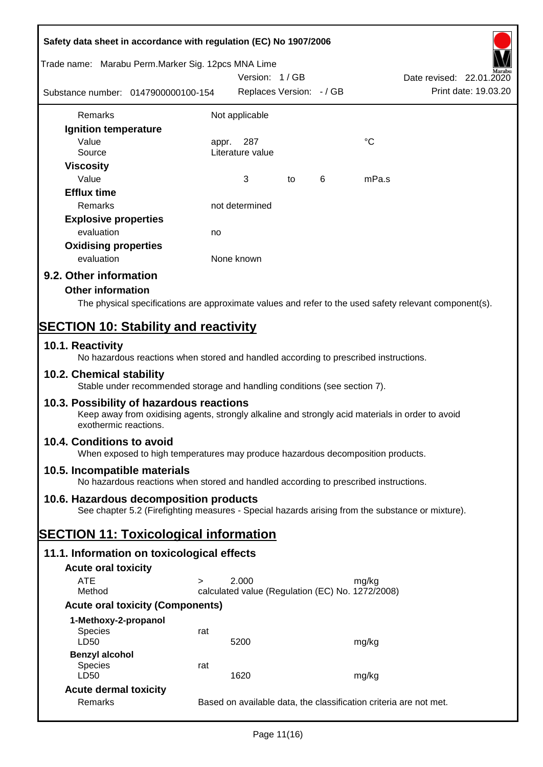| | | | | |
|---|---|---|---|---|
| Remarks | Not applicable | | | |

**Ignition temperature**

| | | | | |
|---|---|---|---|---|
| Value | appr. 287 | | | °C |
| Source | Literature value | | | |

**Viscosity**

| | | | | |
|---|---|---|---|---|
| Value | 3 | to | 6 | mPa.s |

**Efflux time**

| | |
|---|---|
| Remarks | not determined |

**Explosive properties**

| | |
|---|---|
| evaluation | no |

**Oxidising properties**

| | |
|---|---|
| evaluation | None known |

### 9.2. Other information

**Other information**

The physical specifications are approximate values and refer to the used safety relevant component(s).

## SECTION 10: Stability and reactivity

### 10.1. Reactivity

No hazardous reactions when stored and handled according to prescribed instructions.

### 10.2. Chemical stability

Stable under recommended storage and handling conditions (see section 7).

### 10.3. Possibility of hazardous reactions

Keep away from oxidising agents, strongly alkaline and strongly acid materials in order to avoid exothermic reactions.

### 10.4. Conditions to avoid

When exposed to high temperatures may produce hazardous decomposition products.

### 10.5. Incompatible materials

No hazardous reactions when stored and handled according to prescribed instructions.

### 10.6. Hazardous decomposition products

See chapter 5.2 (Firefighting measures - Special hazards arising from the substance or mixture).

## SECTION 11: Toxicological information

### 11.1. Information on toxicological effects

**Acute oral toxicity**

| | | | |
|---|---|---|---|
| ATE | > | 2.000 | mg/kg |
| Method | calculated value (Regulation (EC) No. 1272/2008) | | |

**Acute oral toxicity (Components)**

**1-Methoxy-2-propanol**

| | | | |
|---|---|---|---|
| Species | rat | | |
| LD50 | | 5200 | mg/kg |

**Benzyl alcohol**

| | | | |
|---|---|---|---|
| Species | rat | | |
| LD50 | | 1620 | mg/kg |

**Acute dermal toxicity**

| | |
|---|---|
| Remarks | Based on available data, the classification criteria are not met. |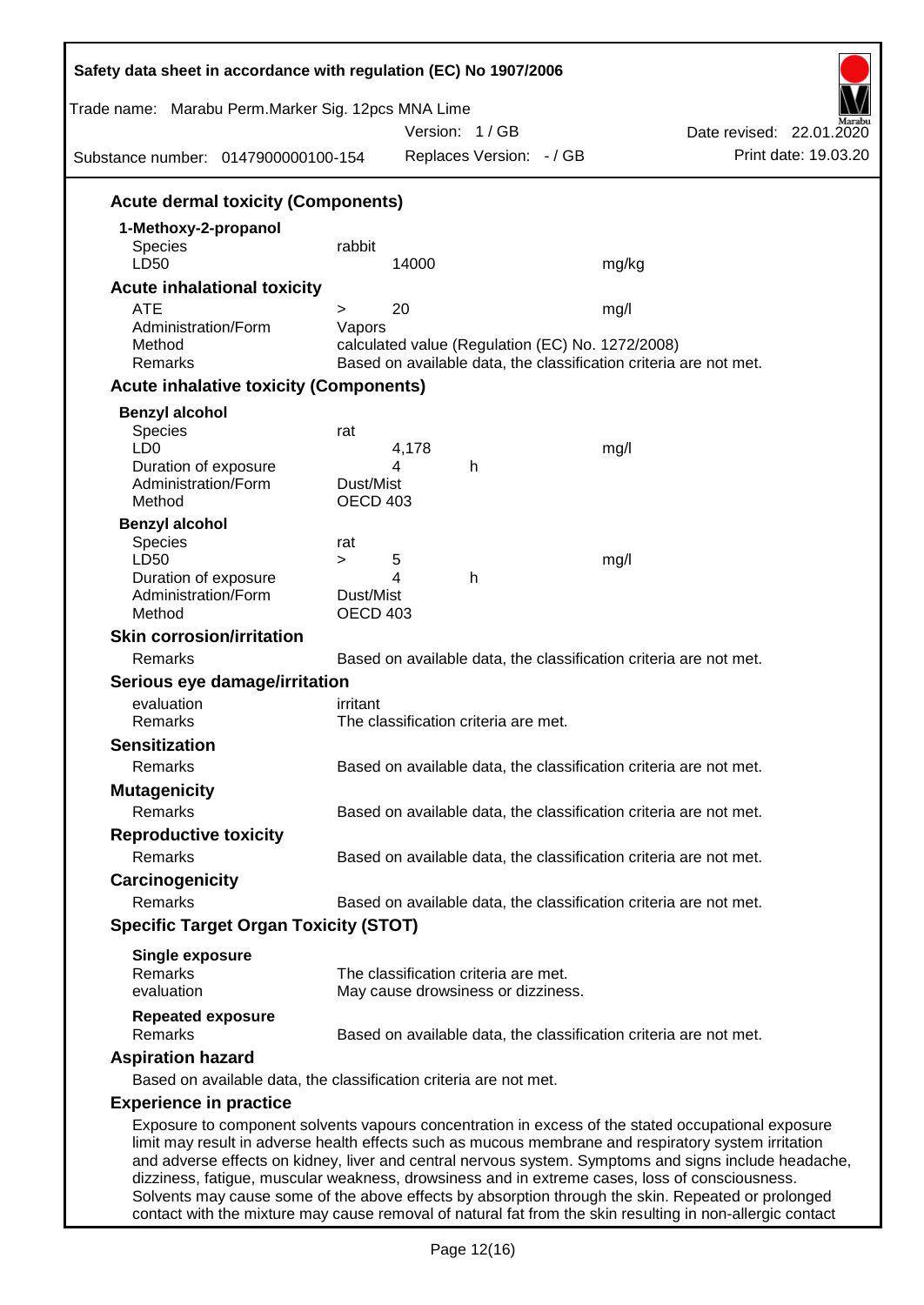### Acute dermal toxicity (Components)

**1-Methoxy-2-propanol**

| | | | |
|---|---|---|---|
| Species | rabbit | | |
| LD50 | 14000 | | mg/kg |

### Acute inhalational toxicity

| | | | |
|---|---|---|---|
| ATE | > | 20 | mg/l |
| Administration/Form | Vapors | | |
| Method | calculated value (Regulation (EC) No. 1272/2008) | | |
| Remarks | Based on available data, the classification criteria are not met. | | |

### Acute inhalative toxicity (Components)

**Benzyl alcohol**

| | | | |
|---|---|---|---|
| Species | rat | | |
| LD0 | 4,178 | | mg/l |
| Duration of exposure | 4 | h | |
| Administration/Form | Dust/Mist | | |
| Method | OECD 403 | | |

**Benzyl alcohol**

| | | | | |
|---|---|---|---|---|
| Species | rat | | | |
| LD50 | > | 5 | | mg/l |
| Duration of exposure | | 4 | h | |
| Administration/Form | Dust/Mist | | | |
| Method | OECD 403 | | | |

### Skin corrosion/irritation

Remarks: Based on available data, the classification criteria are not met.

### Serious eye damage/irritation

evaluation: irritant
Remarks: The classification criteria are met.

### Sensitization

Remarks: Based on available data, the classification criteria are not met.

### Mutagenicity

Remarks: Based on available data, the classification criteria are not met.

### Reproductive toxicity

Remarks: Based on available data, the classification criteria are not met.

### Carcinogenicity

Remarks: Based on available data, the classification criteria are not met.

### Specific Target Organ Toxicity (STOT)

**Single exposure**
Remarks: The classification criteria are met.
evaluation: May cause drowsiness or dizziness.

**Repeated exposure**
Remarks: Based on available data, the classification criteria are not met.

### Aspiration hazard

Based on available data, the classification criteria are not met.

### Experience in practice

Exposure to component solvents vapours concentration in excess of the stated occupational exposure limit may result in adverse health effects such as mucous membrane and respiratory system irritation and adverse effects on kidney, liver and central nervous system. Symptoms and signs include headache, dizziness, fatigue, muscular weakness, drowsiness and in extreme cases, loss of consciousness. Solvents may cause some of the above effects by absorption through the skin. Repeated or prolonged contact with the mixture may cause removal of natural fat from the skin resulting in non-allergic contact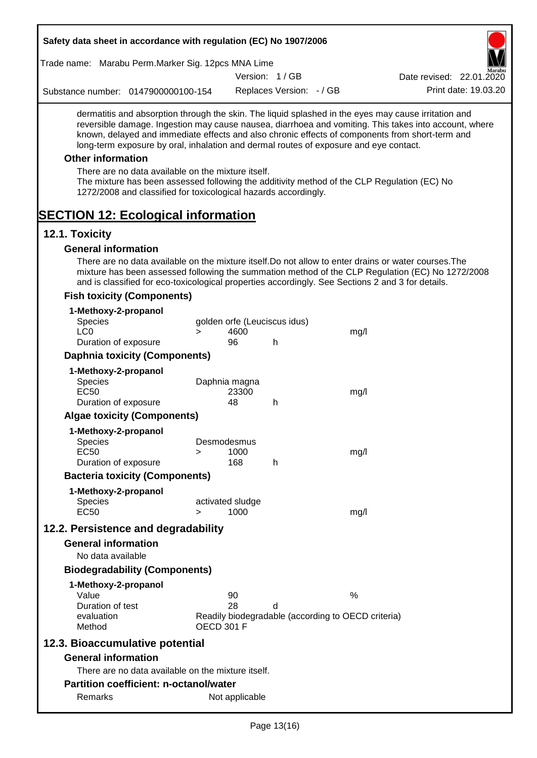dermatitis and absorption through the skin. The liquid splashed in the eyes may cause irritation and reversible damage. Ingestion may cause nausea, diarrhoea and vomiting. This takes into account, where known, delayed and immediate effects and also chronic effects of components from short-term and long-term exposure by oral, inhalation and dermal routes of exposure and eye contact.

### Other information

There are no data available on the mixture itself.
The mixture has been assessed following the additivity method of the CLP Regulation (EC) No 1272/2008 and classified for toxicological hazards accordingly.

# SECTION 12: Ecological information

## 12.1. Toxicity

### General information

There are no data available on the mixture itself.Do not allow to enter drains or water courses.The mixture has been assessed following the summation method of the CLP Regulation (EC) No 1272/2008 and is classified for eco-toxicological properties accordingly. See Sections 2 and 3 for details.

### Fish toxicity (Components)

**1-Methoxy-2-propanol**

| | | | | |
|---|---|---|---|---|
| Species | golden orfe (Leuciscus idus) | | | |
| LC0 | > | 4600 | | mg/l |
| Duration of exposure | | 96 | h | |

### Daphnia toxicity (Components)

**1-Methoxy-2-propanol**

| | | | | |
|---|---|---|---|---|
| Species | Daphnia magna | | | |
| EC50 | | 23300 | | mg/l |
| Duration of exposure | | 48 | h | |

### Algae toxicity (Components)

**1-Methoxy-2-propanol**

| | | | | |
|---|---|---|---|---|
| Species | Desmodesmus | | | |
| EC50 | > | 1000 | | mg/l |
| Duration of exposure | | 168 | h | |

### Bacteria toxicity (Components)

**1-Methoxy-2-propanol**

| | | | | |
|---|---|---|---|---|
| Species | activated sludge | | | |
| EC50 | > | 1000 | | mg/l |

## 12.2. Persistence and degradability

### General information

No data available

### Biodegradability (Components)

**1-Methoxy-2-propanol**

| | | | |
|---|---|---|---|
| Value | 90 | | % |
| Duration of test | 28 | d | |
| evaluation | Readily biodegradable (according to OECD criteria) | | |
| Method | OECD 301 F | | |

## 12.3. Bioaccumulative potential

### General information

There are no data available on the mixture itself.

### Partition coefficient: n-octanol/water

| | |
|---|---|
| Remarks | Not applicable |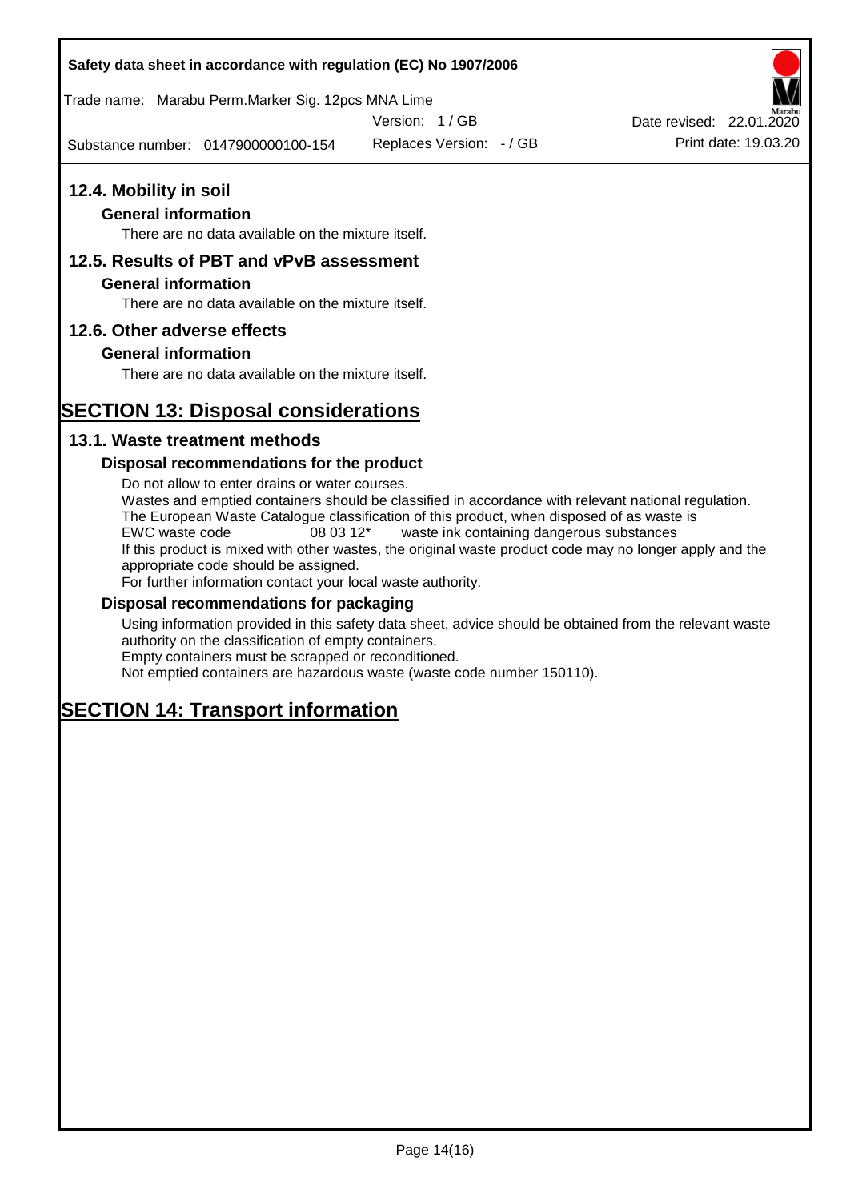## 12.4. Mobility in soil

### General information

There are no data available on the mixture itself.

## 12.5. Results of PBT and vPvB assessment

### General information

There are no data available on the mixture itself.

## 12.6. Other adverse effects

### General information

There are no data available on the mixture itself.

# SECTION 13: Disposal considerations

## 13.1. Waste treatment methods

### Disposal recommendations for the product

Do not allow to enter drains or water courses.
Wastes and emptied containers should be classified in accordance with relevant national regulation.
The European Waste Catalogue classification of this product, when disposed of as waste is
EWC waste code 08 03 12* waste ink containing dangerous substances
If this product is mixed with other wastes, the original waste product code may no longer apply and the appropriate code should be assigned.
For further information contact your local waste authority.

### Disposal recommendations for packaging

Using information provided in this safety data sheet, advice should be obtained from the relevant waste authority on the classification of empty containers.
Empty containers must be scrapped or reconditioned.
Not emptied containers are hazardous waste (waste code number 150110).

# SECTION 14: Transport information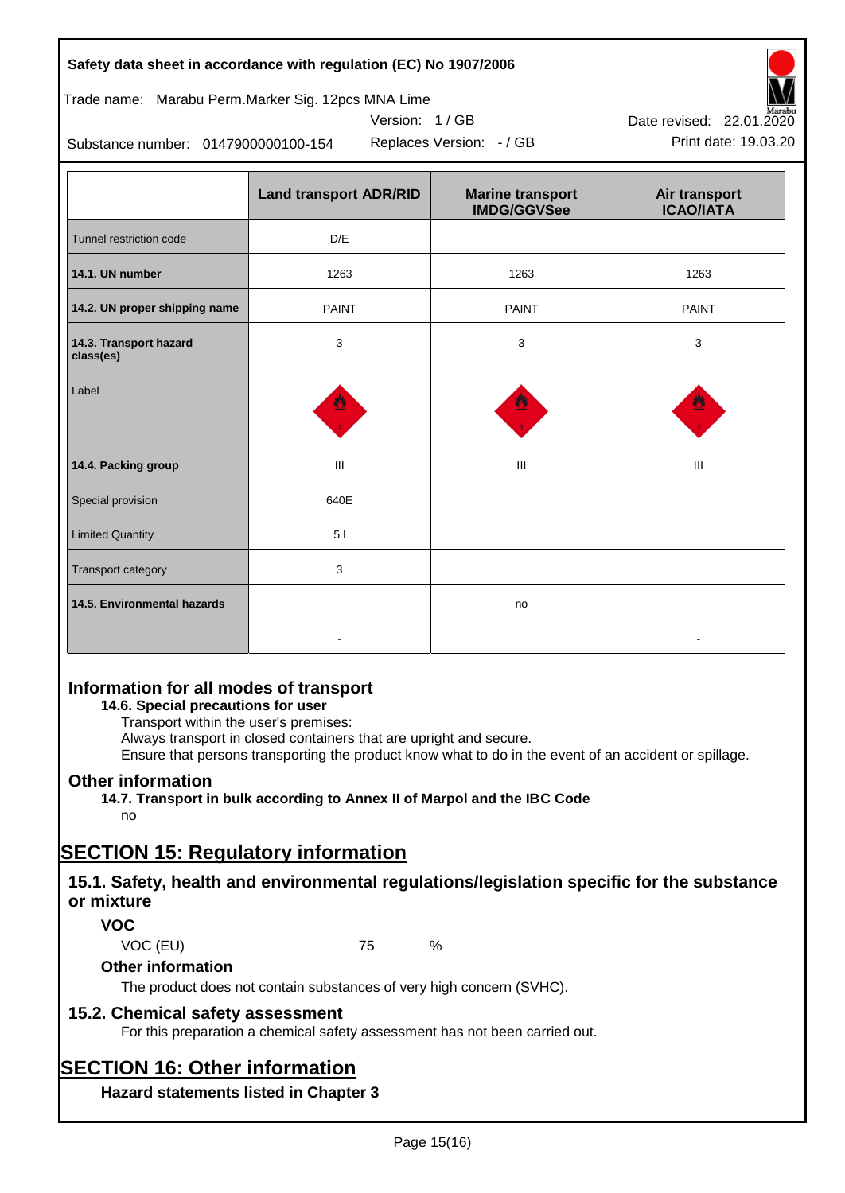|  | Land transport ADR/RID | Marine transport IMDG/GGVSee | Air transport ICAO/IATA |
|---|---|---|---|
| Tunnel restriction code | D/E |  |  |
| **14.1. UN number** | 1263 | 1263 | 1263 |
| **14.2. UN proper shipping name** | PAINT | PAINT | PAINT |
| **14.3. Transport hazard class(es)** | 3 | 3 | 3 |
| Label |  |  |  |
| **14.4. Packing group** | III | III | III |
| Special provision | 640E |  |  |
| Limited Quantity | 5 l |  |  |
| Transport category | 3 |  |  |
| **14.5. Environmental hazards** | - | no | - |

## Information for all modes of transport

**14.6. Special precautions for user**

Transport within the user's premises:
Always transport in closed containers that are upright and secure.
Ensure that persons transporting the product know what to do in the event of an accident or spillage.

## Other information

**14.7. Transport in bulk according to Annex II of Marpol and the IBC Code**

no

# SECTION 15: Regulatory information

## 15.1. Safety, health and environmental regulations/legislation specific for the substance or mixture

### VOC

VOC (EU) 75 %

### Other information

The product does not contain substances of very high concern (SVHC).

## 15.2. Chemical safety assessment

For this preparation a chemical safety assessment has not been carried out.

# SECTION 16: Other information

### Hazard statements listed in Chapter 3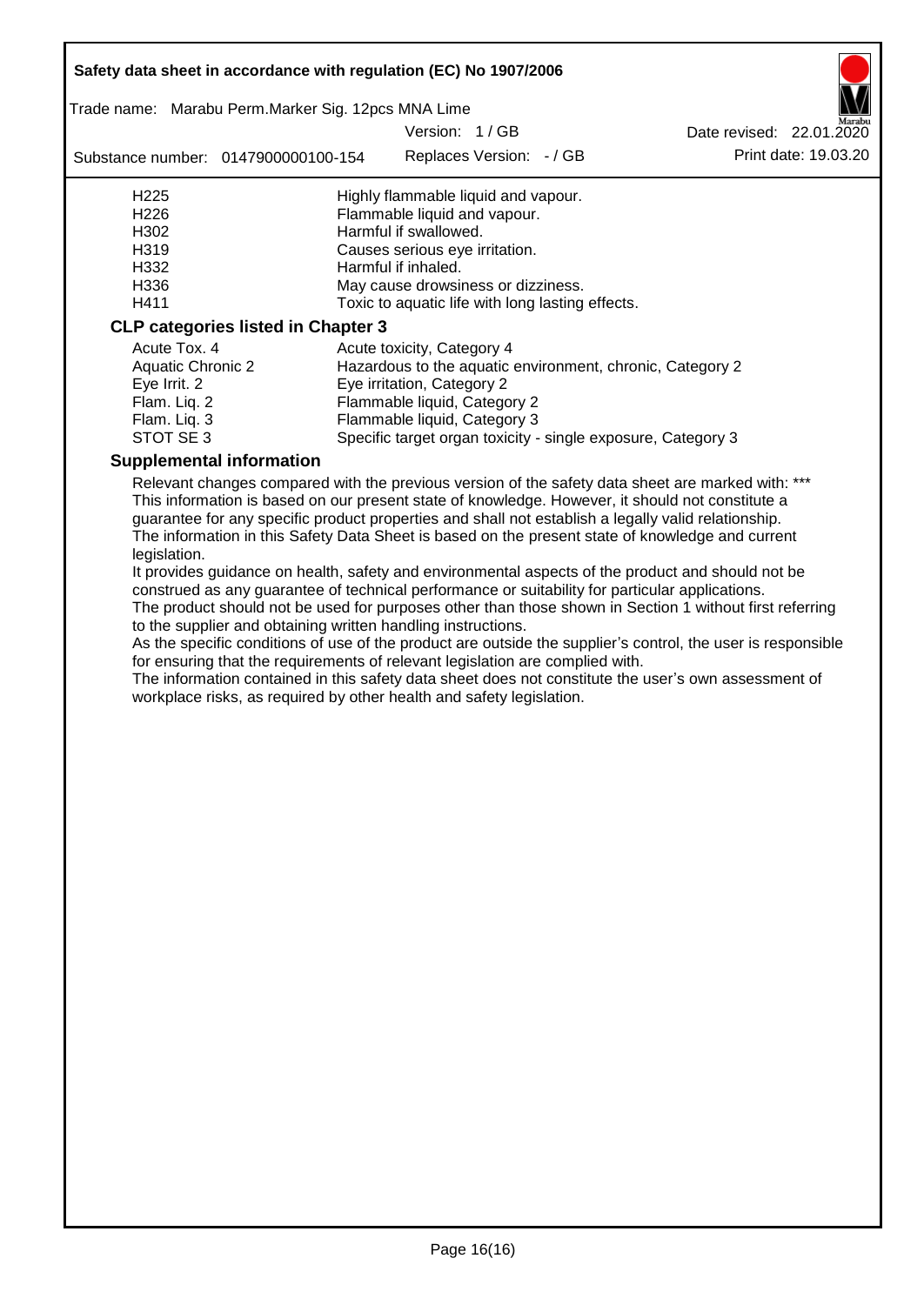| | |
|---|---|
| H225 | Highly flammable liquid and vapour. |
| H226 | Flammable liquid and vapour. |
| H302 | Harmful if swallowed. |
| H319 | Causes serious eye irritation. |
| H332 | Harmful if inhaled. |
| H336 | May cause drowsiness or dizziness. |
| H411 | Toxic to aquatic life with long lasting effects. |

## CLP categories listed in Chapter 3

| | |
|---|---|
| Acute Tox. 4 | Acute toxicity, Category 4 |
| Aquatic Chronic 2 | Hazardous to the aquatic environment, chronic, Category 2 |
| Eye Irrit. 2 | Eye irritation, Category 2 |
| Flam. Liq. 2 | Flammable liquid, Category 2 |
| Flam. Liq. 3 | Flammable liquid, Category 3 |
| STOT SE 3 | Specific target organ toxicity - single exposure, Category 3 |

## Supplemental information

Relevant changes compared with the previous version of the safety data sheet are marked with: ***
This information is based on our present state of knowledge. However, it should not constitute a guarantee for any specific product properties and shall not establish a legally valid relationship.
The information in this Safety Data Sheet is based on the present state of knowledge and current legislation.
It provides guidance on health, safety and environmental aspects of the product and should not be construed as any guarantee of technical performance or suitability for particular applications.
The product should not be used for purposes other than those shown in Section 1 without first referring to the supplier and obtaining written handling instructions.
As the specific conditions of use of the product are outside the supplier's control, the user is responsible for ensuring that the requirements of relevant legislation are complied with.
The information contained in this safety data sheet does not constitute the user's own assessment of workplace risks, as required by other health and safety legislation.